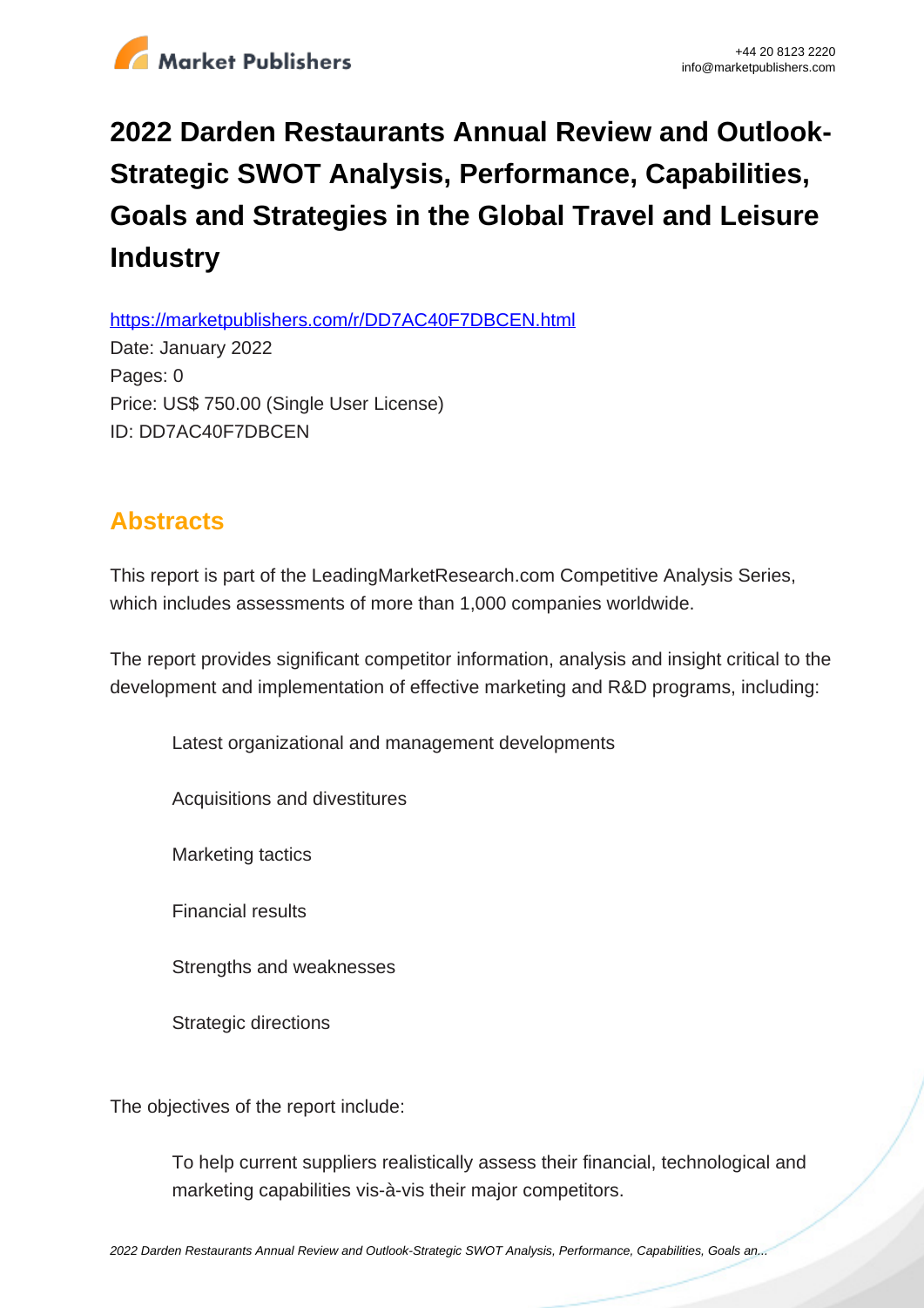# 2022 Darden Restaurants Annual Review and Outlook-Strategic SWOT Analysis, Performance, Capabilities, Goals and Strategies in the Global Travel and Leisure Industry

https://marketpublishers.com/r/DD7AC40F7DBCEN.html

Date: January 2022

Pages: 0

Price: US$ 750.00 (Single User License)

ID: DD7AC40F7DBCEN

## Abstracts

This report is part of the LeadingMarketResearch.com Competitive Analysis Series, which includes assessments of more than 1,000 companies worldwide.

The report provides significant competitor information, analysis and insight critical to the development and implementation of effective marketing and R&D programs, including:

- Latest organizational and management developments
- Acquisitions and divestitures
- Marketing tactics
- Financial results
- Strengths and weaknesses
- Strategic directions

The objectives of the report include:

- To help current suppliers realistically assess their financial, technological and marketing capabilities vis-à-vis their major competitors.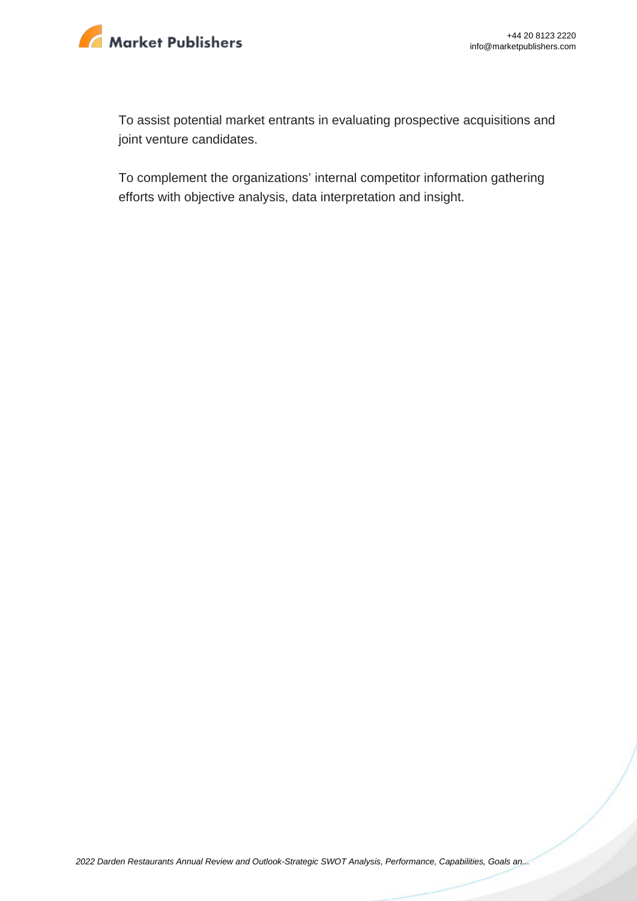To assist potential market entrants in evaluating prospective acquisitions and joint venture candidates.

To complement the organizations' internal competitor information gathering efforts with objective analysis, data interpretation and insight.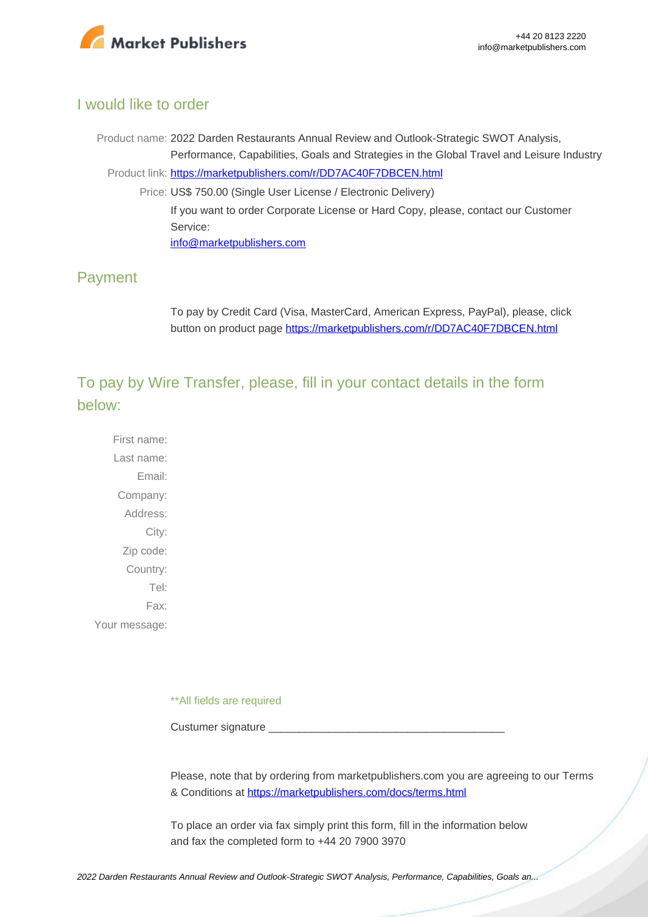## I would like to order

Product name: 2022 Darden Restaurants Annual Review and Outlook-Strategic SWOT Analysis, Performance, Capabilities, Goals and Strategies in the Global Travel and Leisure Industry

Product link: [https://marketpublishers.com/r/DD7AC40F7DBCEN.html](https://marketpublishers.com/r/DD7AC40F7DBCEN.html)

Price: US$ 750.00 (Single User License / Electronic Delivery)

If you want to order Corporate License or Hard Copy, please, contact our Customer Service:

[info@marketpublishers.com](mailto:info@marketpublishers.com)

## Payment

To pay by Credit Card (Visa, MasterCard, American Express, PayPal), please, click button on product page [https://marketpublishers.com/r/DD7AC40F7DBCEN.html](https://marketpublishers.com/r/DD7AC40F7DBCEN.html)

## To pay by Wire Transfer, please, fill in your contact details in the form below:

First name:

Last name:

Email:

Company:

Address:

City:

Zip code:

Country:

Tel:

Fax:

Your message:

**All fields are required

Custumer signature _______________________________________

Please, note that by ordering from marketpublishers.com you are agreeing to our Terms & Conditions at [https://marketpublishers.com/docs/terms.html](https://marketpublishers.com/docs/terms.html)

To place an order via fax simply print this form, fill in the information below and fax the completed form to +44 20 7900 3970